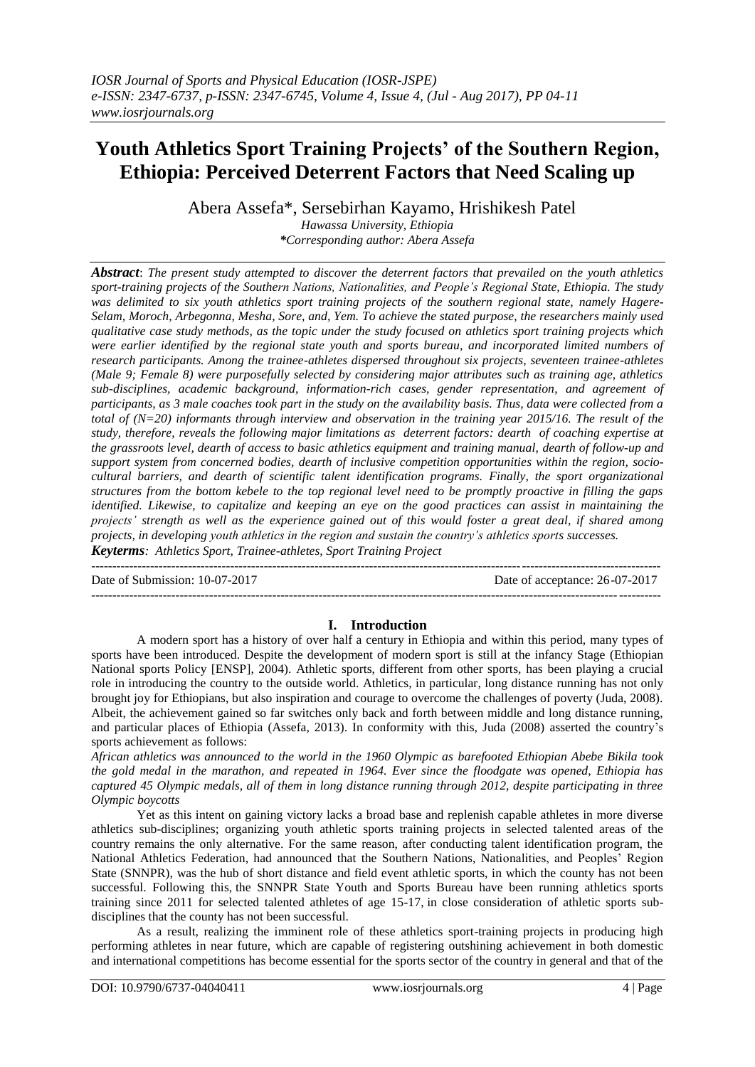# Youth Athletics Sport Training Projects' of the Southern Region, Ethiopia: Perceived Deterrent Factors that Need Scaling up

Abera Assefa*, Sersebirhan Kayamo, Hrishikesh Patel

*Hawassa University, Ethiopia*
**Corresponding author: Abera Assefa*

***Abstract**: The present study attempted to discover the deterrent factors that prevailed on the youth athletics sport-training projects of the Southern Nations, Nationalities, and People's Regional State, Ethiopia. The study was delimited to six youth athletics sport training projects of the southern regional state, namely Hagere-Selam, Moroch, Arbegonna, Mesha, Sore, and, Yem. To achieve the stated purpose, the researchers mainly used qualitative case study methods, as the topic under the study focused on athletics sport training projects which were earlier identified by the regional state youth and sports bureau, and incorporated limited numbers of research participants. Among the trainee-athletes dispersed throughout six projects, seventeen trainee-athletes (Male 9; Female 8) were purposefully selected by considering major attributes such as training age, athletics sub-disciplines, academic background, information-rich cases, gender representation, and agreement of participants, as 3 male coaches took part in the study on the availability basis. Thus, data were collected from a total of (N=20) informants through interview and observation in the training year 2015/16. The result of the study, therefore, reveals the following major limitations as deterrent factors: dearth of coaching expertise at the grassroots level, dearth of access to basic athletics equipment and training manual, dearth of follow-up and support system from concerned bodies, dearth of inclusive competition opportunities within the region, socio-cultural barriers, and dearth of scientific talent identification programs. Finally, the sport organizational structures from the bottom kebele to the top regional level need to be promptly proactive in filling the gaps identified. Likewise, to capitalize and keeping an eye on the good practices can assist in maintaining the projects' strength as well as the experience gained out of this would foster a great deal, if shared among projects, in developing youth athletics in the region and sustain the country's athletics sports successes.*

***Keyterms**: Athletics Sport, Trainee-athletes, Sport Training Project*

Date of Submission: 10-07-2017 Date of acceptance: 26-07-2017

## I. Introduction

A modern sport has a history of over half a century in Ethiopia and within this period, many types of sports have been introduced. Despite the development of modern sport is still at the infancy Stage (Ethiopian National sports Policy [ENSP], 2004). Athletic sports, different from other sports, has been playing a crucial role in introducing the country to the outside world. Athletics, in particular, long distance running has not only brought joy for Ethiopians, but also inspiration and courage to overcome the challenges of poverty (Juda, 2008). Albeit, the achievement gained so far switches only back and forth between middle and long distance running, and particular places of Ethiopia (Assefa, 2013). In conformity with this, Juda (2008) asserted the country's sports achievement as follows:

*African athletics was announced to the world in the 1960 Olympic as barefooted Ethiopian Abebe Bikila took the gold medal in the marathon, and repeated in 1964. Ever since the floodgate was opened, Ethiopia has captured 45 Olympic medals, all of them in long distance running through 2012, despite participating in three Olympic boycotts*

Yet as this intent on gaining victory lacks a broad base and replenish capable athletes in more diverse athletics sub-disciplines; organizing youth athletic sports training projects in selected talented areas of the country remains the only alternative. For the same reason, after conducting talent identification program, the National Athletics Federation, had announced that the Southern Nations, Nationalities, and Peoples' Region State (SNNPR), was the hub of short distance and field event athletic sports, in which the county has not been successful. Following this, the SNNPR State Youth and Sports Bureau have been running athletics sports training since 2011 for selected talented athletes of age 15-17, in close consideration of athletic sports sub-disciplines that the county has not been successful.

As a result, realizing the imminent role of these athletics sport-training projects in producing high performing athletes in near future, which are capable of registering outshining achievement in both domestic and international competitions has become essential for the sports sector of the country in general and that of the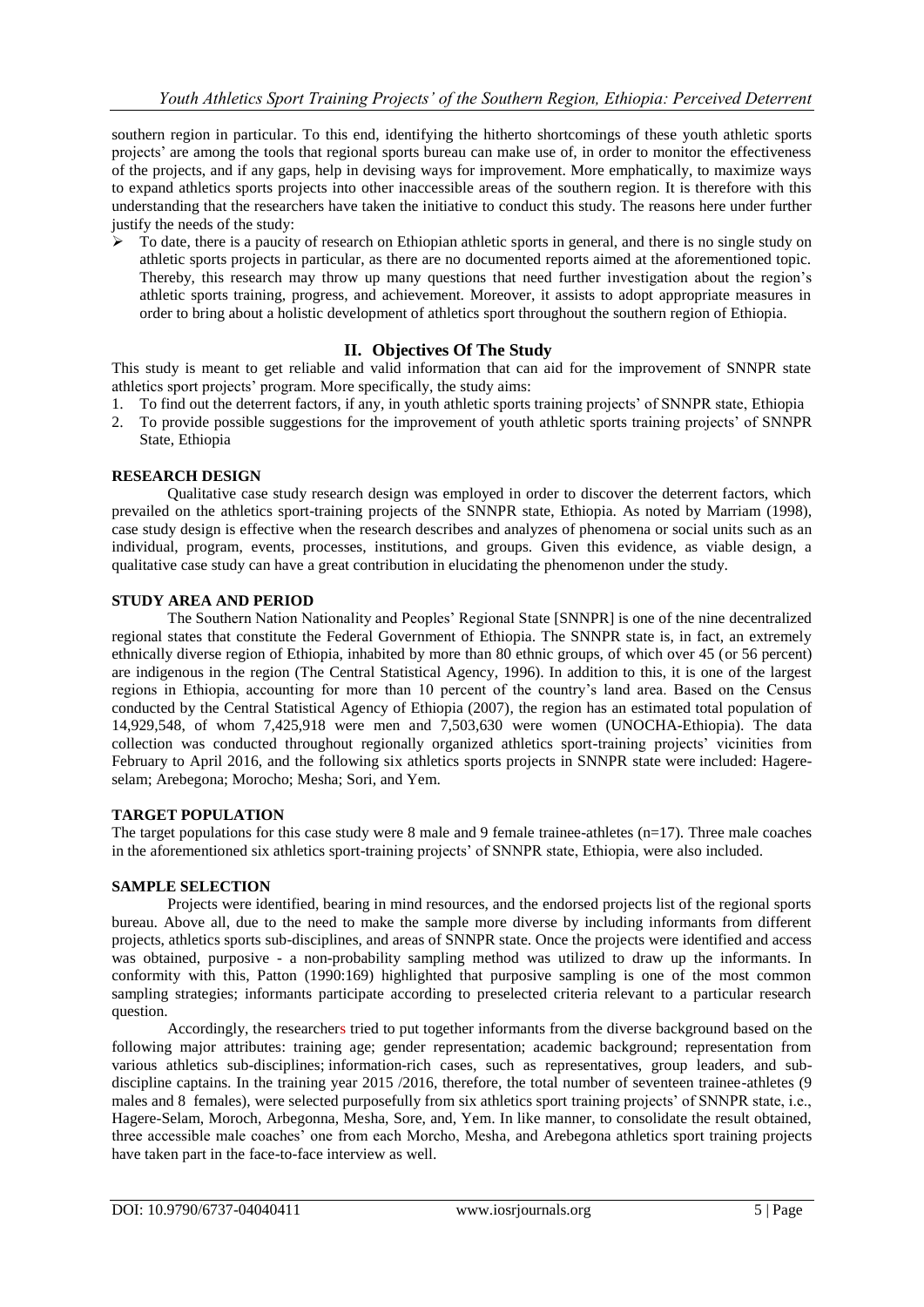southern region in particular. To this end, identifying the hitherto shortcomings of these youth athletic sports projects' are among the tools that regional sports bureau can make use of, in order to monitor the effectiveness of the projects, and if any gaps, help in devising ways for improvement. More emphatically, to maximize ways to expand athletics sports projects into other inaccessible areas of the southern region. It is therefore with this understanding that the researchers have taken the initiative to conduct this study. The reasons here under further justify the needs of the study:

- To date, there is a paucity of research on Ethiopian athletic sports in general, and there is no single study on athletic sports projects in particular, as there are no documented reports aimed at the aforementioned topic. Thereby, this research may throw up many questions that need further investigation about the region's athletic sports training, progress, and achievement. Moreover, it assists to adopt appropriate measures in order to bring about a holistic development of athletics sport throughout the southern region of Ethiopia.

## II. Objectives Of The Study

This study is meant to get reliable and valid information that can aid for the improvement of SNNPR state athletics sport projects' program. More specifically, the study aims:

1. To find out the deterrent factors, if any, in youth athletic sports training projects' of SNNPR state, Ethiopia
2. To provide possible suggestions for the improvement of youth athletic sports training projects' of SNNPR State, Ethiopia

### RESEARCH DESIGN

Qualitative case study research design was employed in order to discover the deterrent factors, which prevailed on the athletics sport-training projects of the SNNPR state, Ethiopia. As noted by Marriam (1998), case study design is effective when the research describes and analyzes of phenomena or social units such as an individual, program, events, processes, institutions, and groups. Given this evidence, as viable design, a qualitative case study can have a great contribution in elucidating the phenomenon under the study.

### STUDY AREA AND PERIOD

The Southern Nation Nationality and Peoples' Regional State [SNNPR] is one of the nine decentralized regional states that constitute the Federal Government of Ethiopia. The SNNPR state is, in fact, an extremely ethnically diverse region of Ethiopia, inhabited by more than 80 ethnic groups, of which over 45 (or 56 percent) are indigenous in the region (The Central Statistical Agency, 1996). In addition to this, it is one of the largest regions in Ethiopia, accounting for more than 10 percent of the country's land area. Based on the Census conducted by the Central Statistical Agency of Ethiopia (2007), the region has an estimated total population of 14,929,548, of whom 7,425,918 were men and 7,503,630 were women (UNOCHA-Ethiopia). The data collection was conducted throughout regionally organized athletics sport-training projects' vicinities from February to April 2016, and the following six athletics sports projects in SNNPR state were included: Hagere-selam; Arebegona; Morocho; Mesha; Sori, and Yem.

### TARGET POPULATION

The target populations for this case study were 8 male and 9 female trainee-athletes (n=17). Three male coaches in the aforementioned six athletics sport-training projects' of SNNPR state, Ethiopia, were also included.

### SAMPLE SELECTION

Projects were identified, bearing in mind resources, and the endorsed projects list of the regional sports bureau. Above all, due to the need to make the sample more diverse by including informants from different projects, athletics sports sub-disciplines, and areas of SNNPR state. Once the projects were identified and access was obtained, purposive - a non-probability sampling method was utilized to draw up the informants. In conformity with this, Patton (1990:169) highlighted that purposive sampling is one of the most common sampling strategies; informants participate according to preselected criteria relevant to a particular research question.

Accordingly, the researchers tried to put together informants from the diverse background based on the following major attributes: training age; gender representation; academic background; representation from various athletics sub-disciplines; information-rich cases, such as representatives, group leaders, and sub-discipline captains. In the training year 2015 /2016, therefore, the total number of seventeen trainee-athletes (9 males and 8 females), were selected purposefully from six athletics sport training projects' of SNNPR state, i.e., Hagere-Selam, Moroch, Arbegonna, Mesha, Sore, and, Yem. In like manner, to consolidate the result obtained, three accessible male coaches' one from each Morcho, Mesha, and Arebegona athletics sport training projects have taken part in the face-to-face interview as well.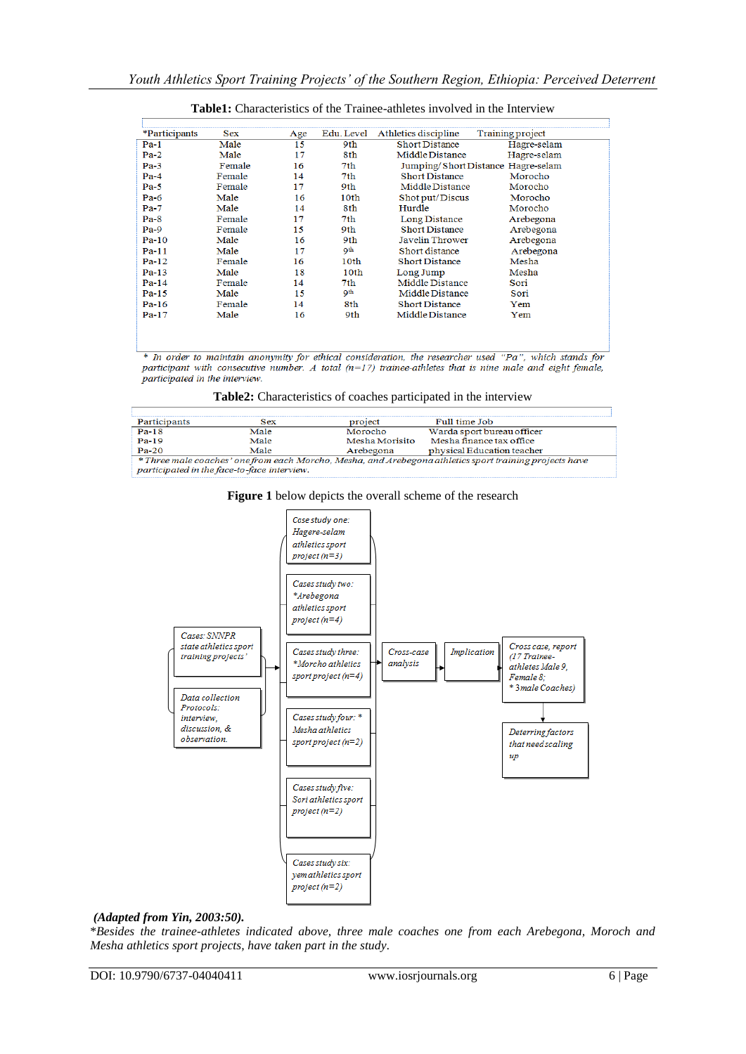**Table1:** Characteristics of the Trainee-athletes involved in the Interview

| *Participants | Sex | Age | Edu. Level | Athletics discipline | Training project |
|---|---|---|---|---|---|
| Pa-1 | Male | 15 | 9th | Short Distance | Hagre-selam |
| Pa-2 | Male | 17 | 8th | Middle Distance | Hagre-selam |
| Pa-3 | Female | 16 | 7th | Jumping/ Short Distance | Hagre-selam |
| Pa-4 | Female | 14 | 7th | Short Distance | Morocho |
| Pa-5 | Female | 17 | 9th | Middle Distance | Morocho |
| Pa-6 | Male | 16 | 10th | Shot put/ Discus | Morocho |
| Pa-7 | Male | 14 | 8th | Hurdle | Morocho |
| Pa-8 | Female | 17 | 7th | Long Distance | Arebegona |
| Pa-9 | Female | 15 | 9th | Short Distance | Arebegona |
| Pa-10 | Male | 16 | 9th | Javelin Thrower | Arebegona |
| Pa-11 | Male | 17 | 9th | Short distance | Arebegona |
| Pa-12 | Female | 16 | 10th | Short Distance | Mesha |
| Pa-13 | Male | 18 | 10th | Long Jump | Mesha |
| Pa-14 | Female | 14 | 7th | Middle Distance | Sori |
| Pa-15 | Male | 15 | 9th | Middle Distance | Sori |
| Pa-16 | Female | 14 | 8th | Short Distance | Yem |
| Pa-17 | Male | 16 | 9th | Middle Distance | Yem |

*\* In order to maintain anonymity for ethical consideration, the researcher used "Pa", which stands for participant with consecutive number. A total (n=17) trainee-athletes that is nine male and eight female, participated in the interview.*

**Table2:** Characteristics of coaches participated in the interview

| Participants | Sex | project | Full time Job |
|---|---|---|---|
| Pa-18 | Male | Morocho | Warda sport bureau officer |
| Pa-19 | Male | Mesha Morisito | Mesha finance tax office |
| Pa-20 | Male | Arebegona | physical Education teacher |

*\* Three male coaches' one from each Morcho, Mesha, and Arebegona athletics sport training projects have participated in the face-to-face interview.*

**Figure 1** below depicts the overall scheme of the research

Cases: SNNPR state athletics sport training projects'

Data collection Protocols: interview, discussion, & observation.

Case study one: Hagere-selam athletics sport project (n=3)

Cases study two: *Arebegona athletics sport project (n=4)

Cases study three: *Morcho athletics sport project (n=4)

Cases study four: * Mesha athletics sport project (n=2)

Cases study five: Sori athletics sport project (n=2)

Cases study six: yem athletics sport project (n=2)

Cross-case analysis

Implication

Cross case, report (17 Trainee-athletes Male 9, Female 8; * 3 male Coaches)

Deterring factors that need scaling up

**(Adapted from Yin, 2003:50).**

*\*Besides the trainee-athletes indicated above, three male coaches one from each Arebegona, Moroch and Mesha athletics sport projects, have taken part in the study.*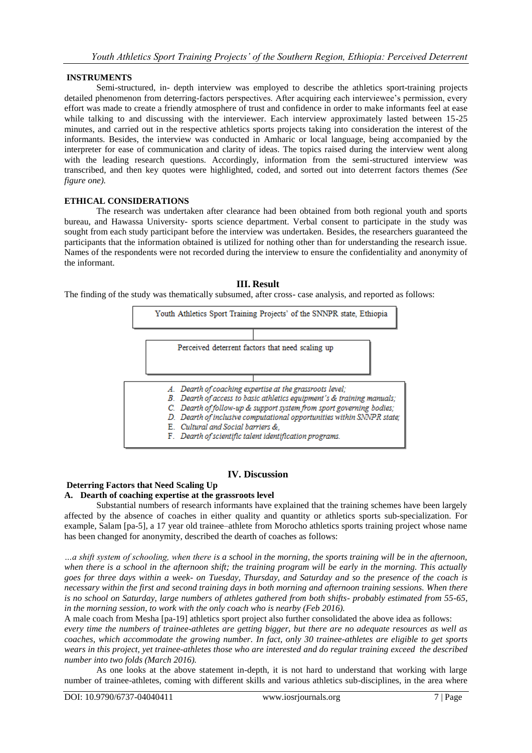**INSTRUMENTS**

Semi-structured, in- depth interview was employed to describe the athletics sport-training projects detailed phenomenon from deterring-factors perspectives. After acquiring each interviewee's permission, every effort was made to create a friendly atmosphere of trust and confidence in order to make informants feel at ease while talking to and discussing with the interviewer. Each interview approximately lasted between 15-25 minutes, and carried out in the respective athletics sports projects taking into consideration the interest of the informants. Besides, the interview was conducted in Amharic or local language, being accompanied by the interpreter for ease of communication and clarity of ideas. The topics raised during the interview went along with the leading research questions. Accordingly, information from the semi-structured interview was transcribed, and then key quotes were highlighted, coded, and sorted out into deterrent factors themes *(See figure one).*

**ETHICAL CONSIDERATIONS**

The research was undertaken after clearance had been obtained from both regional youth and sports bureau, and Hawassa University- sports science department. Verbal consent to participate in the study was sought from each study participant before the interview was undertaken. Besides, the researchers guaranteed the participants that the information obtained is utilized for nothing other than for understanding the research issue. Names of the respondents were not recorded during the interview to ensure the confidentiality and anonymity of the informant.

## III. Result

The finding of the study was thematically subsumed, after cross- case analysis, and reported as follows:

Youth Athletics Sport Training Projects' of the SNNPR state, Ethiopia

Perceived deterrent factors that need scaling up

*A. Dearth of coaching expertise at the grassroots level;*
*B. Dearth of access to basic athletics equipment's & training manuals;*
*C. Dearth of follow-up & support system from sport governing bodies;*
*D. Dearth of inclusive computational opportunities within SNNPR state;*
*E. Cultural and Social barriers &,*
*F. Dearth of scientific talent identification programs.*

## IV. Discussion

### Deterring Factors that Need Scaling Up

**A. Dearth of coaching expertise at the grassroots level**

Substantial numbers of research informants have explained that the training schemes have been largely affected by the absence of coaches in either quality and quantity or athletics sports sub-specialization. For example, Salam [pa-5], a 17 year old trainee–athlete from Morocho athletics sports training project whose name has been changed for anonymity, described the dearth of coaches as follows:

*…a shift system of schooling, when there is a school in the morning, the sports training will be in the afternoon, when there is a school in the afternoon shift; the training program will be early in the morning. This actually goes for three days within a week- on Tuesday, Thursday, and Saturday and so the presence of the coach is necessary within the first and second training days in both morning and afternoon training sessions. When there is no school on Saturday, large numbers of athletes gathered from both shifts- probably estimated from 55-65, in the morning session, to work with the only coach who is nearby (Feb 2016).*

A male coach from Mesha [pa-19] athletics sport project also further consolidated the above idea as follows:

*every time the numbers of trainee-athletes are getting bigger, but there are no adequate resources as well as coaches, which accommodate the growing number. In fact, only 30 trainee-athletes are eligible to get sports wears in this project, yet trainee-athletes those who are interested and do regular training exceed the described number into two folds (March 2016).*

As one looks at the above statement in-depth, it is not hard to understand that working with large number of trainee-athletes, coming with different skills and various athletics sub-disciplines, in the area where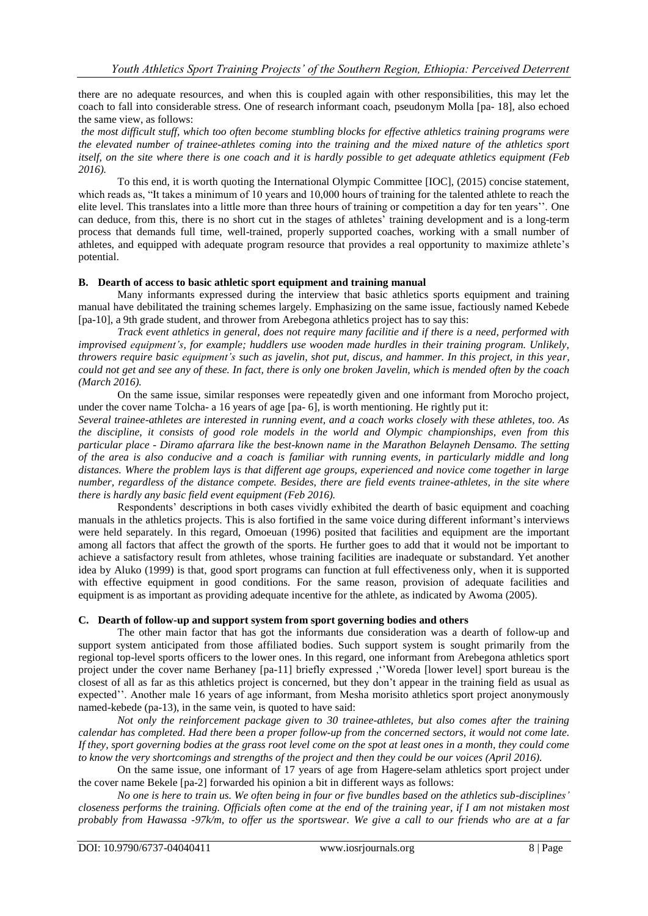there are no adequate resources, and when this is coupled again with other responsibilities, this may let the coach to fall into considerable stress. One of research informant coach, pseudonym Molla [pa- 18], also echoed the same view, as follows:

*the most difficult stuff, which too often become stumbling blocks for effective athletics training programs were the elevated number of trainee-athletes coming into the training and the mixed nature of the athletics sport itself, on the site where there is one coach and it is hardly possible to get adequate athletics equipment (Feb 2016).*

To this end, it is worth quoting the International Olympic Committee [IOC], (2015) concise statement, which reads as, "It takes a minimum of 10 years and 10,000 hours of training for the talented athlete to reach the elite level. This translates into a little more than three hours of training or competition a day for ten years''. One can deduce, from this, there is no short cut in the stages of athletes' training development and is a long-term process that demands full time, well-trained, properly supported coaches, working with a small number of athletes, and equipped with adequate program resource that provides a real opportunity to maximize athlete's potential.

### B. Dearth of access to basic athletic sport equipment and training manual

Many informants expressed during the interview that basic athletics sports equipment and training manual have debilitated the training schemes largely. Emphasizing on the same issue, factiously named Kebede [pa-10], a 9th grade student, and thrower from Arebegona athletics project has to say this:

*Track event athletics in general, does not require many facilitie and if there is a need, performed with improvised equipment's, for example; huddlers use wooden made hurdles in their training program. Unlikely, throwers require basic equipment's such as javelin, shot put, discus, and hammer. In this project, in this year, could not get and see any of these. In fact, there is only one broken Javelin, which is mended often by the coach (March 2016).*

On the same issue, similar responses were repeatedly given and one informant from Morocho project, under the cover name Tolcha- a 16 years of age [pa- 6], is worth mentioning. He rightly put it:

*Several trainee-athletes are interested in running event, and a coach works closely with these athletes, too. As the discipline, it consists of good role models in the world and Olympic championships, even from this particular place - Diramo afarrara like the best-known name in the Marathon Belayneh Densamo. The setting of the area is also conducive and a coach is familiar with running events, in particularly middle and long distances. Where the problem lays is that different age groups, experienced and novice come together in large number, regardless of the distance compete. Besides, there are field events trainee-athletes, in the site where there is hardly any basic field event equipment (Feb 2016).*

Respondents' descriptions in both cases vividly exhibited the dearth of basic equipment and coaching manuals in the athletics projects. This is also fortified in the same voice during different informant's interviews were held separately. In this regard, Omoeuan (1996) posited that facilities and equipment are the important among all factors that affect the growth of the sports. He further goes to add that it would not be important to achieve a satisfactory result from athletes, whose training facilities are inadequate or substandard. Yet another idea by Aluko (1999) is that, good sport programs can function at full effectiveness only, when it is supported with effective equipment in good conditions. For the same reason, provision of adequate facilities and equipment is as important as providing adequate incentive for the athlete, as indicated by Awoma (2005).

### C. Dearth of follow-up and support system from sport governing bodies and others

The other main factor that has got the informants due consideration was a dearth of follow-up and support system anticipated from those affiliated bodies. Such support system is sought primarily from the regional top-level sports officers to the lower ones. In this regard, one informant from Arebegona athletics sport project under the cover name Berhaney [pa-11] briefly expressed ,''Woreda [lower level] sport bureau is the closest of all as far as this athletics project is concerned, but they don't appear in the training field as usual as expected''. Another male 16 years of age informant, from Mesha morisito athletics sport project anonymously named-kebede (pa-13), in the same vein, is quoted to have said:

*Not only the reinforcement package given to 30 trainee-athletes, but also comes after the training calendar has completed. Had there been a proper follow-up from the concerned sectors, it would not come late. If they, sport governing bodies at the grass root level come on the spot at least ones in a month, they could come to know the very shortcomings and strengths of the project and then they could be our voices (April 2016).*

On the same issue, one informant of 17 years of age from Hagere-selam athletics sport project under the cover name Bekele [pa-2] forwarded his opinion a bit in different ways as follows:

*No one is here to train us. We often being in four or five bundles based on the athletics sub-disciplines' closeness performs the training. Officials often come at the end of the training year, if I am not mistaken most probably from Hawassa -97k/m, to offer us the sportswear. We give a call to our friends who are at a far*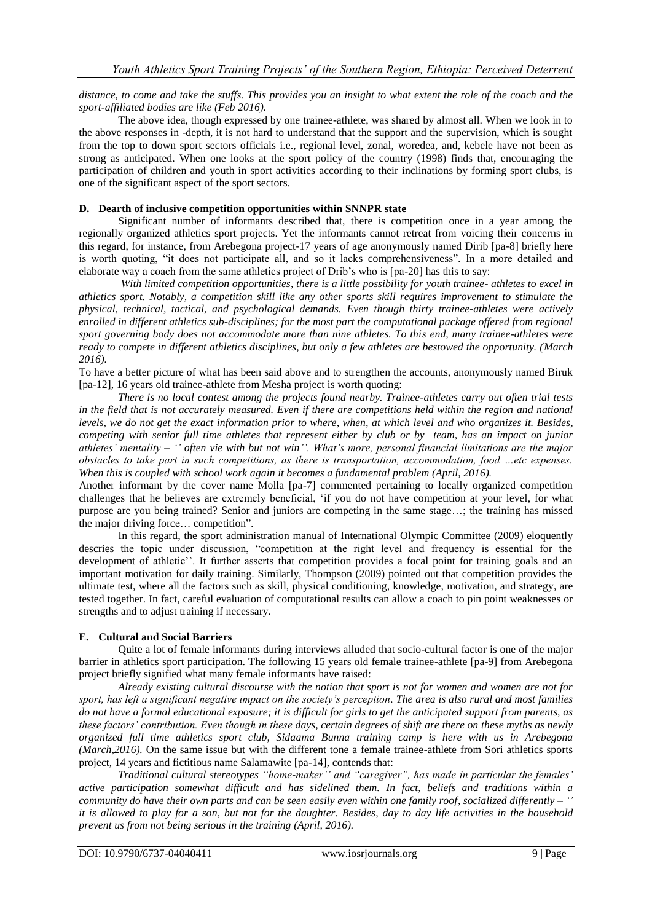*distance, to come and take the stuffs. This provides you an insight to what extent the role of the coach and the sport-affiliated bodies are like (Feb 2016).*

The above idea, though expressed by one trainee-athlete, was shared by almost all. When we look in to the above responses in -depth, it is not hard to understand that the support and the supervision, which is sought from the top to down sport sectors officials i.e., regional level, zonal, woredea, and, kebele have not been as strong as anticipated. When one looks at the sport policy of the country (1998) finds that, encouraging the participation of children and youth in sport activities according to their inclinations by forming sport clubs, is one of the significant aspect of the sport sectors.

### D. Dearth of inclusive competition opportunities within SNNPR state

Significant number of informants described that, there is competition once in a year among the regionally organized athletics sport projects. Yet the informants cannot retreat from voicing their concerns in this regard, for instance, from Arebegona project-17 years of age anonymously named Dirib [pa-8] briefly here is worth quoting, "it does not participate all, and so it lacks comprehensiveness". In a more detailed and elaborate way a coach from the same athletics project of Drib's who is [pa-20] has this to say:

*With limited competition opportunities, there is a little possibility for youth trainee- athletes to excel in athletics sport. Notably, a competition skill like any other sports skill requires improvement to stimulate the physical, technical, tactical, and psychological demands. Even though thirty trainee-athletes were actively enrolled in different athletics sub-disciplines; for the most part the computational package offered from regional sport governing body does not accommodate more than nine athletes. To this end, many trainee-athletes were ready to compete in different athletics disciplines, but only a few athletes are bestowed the opportunity. (March 2016).*

To have a better picture of what has been said above and to strengthen the accounts, anonymously named Biruk [pa-12], 16 years old trainee-athlete from Mesha project is worth quoting:

*There is no local contest among the projects found nearby. Trainee-athletes carry out often trial tests in the field that is not accurately measured. Even if there are competitions held within the region and national levels, we do not get the exact information prior to where, when, at which level and who organizes it. Besides, competing with senior full time athletes that represent either by club or by team, has an impact on junior athletes' mentality – '' often vie with but not win''. What's more, personal financial limitations are the major obstacles to take part in such competitions, as there is transportation, accommodation, food …etc expenses. When this is coupled with school work again it becomes a fundamental problem (April, 2016).*

Another informant by the cover name Molla [pa-7] commented pertaining to locally organized competition challenges that he believes are extremely beneficial, 'if you do not have competition at your level, for what purpose are you being trained? Senior and juniors are competing in the same stage…; the training has missed the major driving force… competition".

In this regard, the sport administration manual of International Olympic Committee (2009) eloquently descries the topic under discussion, "competition at the right level and frequency is essential for the development of athletic''. It further asserts that competition provides a focal point for training goals and an important motivation for daily training. Similarly, Thompson (2009) pointed out that competition provides the ultimate test, where all the factors such as skill, physical conditioning, knowledge, motivation, and strategy, are tested together. In fact, careful evaluation of computational results can allow a coach to pin point weaknesses or strengths and to adjust training if necessary.

### E. Cultural and Social Barriers

Quite a lot of female informants during interviews alluded that socio-cultural factor is one of the major barrier in athletics sport participation. The following 15 years old female trainee-athlete [pa-9] from Arebegona project briefly signified what many female informants have raised:

*Already existing cultural discourse with the notion that sport is not for women and women are not for sport, has left a significant negative impact on the society's perception. The area is also rural and most families do not have a formal educational exposure; it is difficult for girls to get the anticipated support from parents, as these factors' contribution. Even though in these days, certain degrees of shift are there on these myths as newly organized full time athletics sport club, Sidaama Bunna training camp is here with us in Arebegona (March,2016).* On the same issue but with the different tone a female trainee-athlete from Sori athletics sports project, 14 years and fictitious name Salamawite [pa-14], contends that:

*Traditional cultural stereotypes "home-maker'' and "caregiver", has made in particular the females' active participation somewhat difficult and has sidelined them. In fact, beliefs and traditions within a community do have their own parts and can be seen easily even within one family roof, socialized differently – '' it is allowed to play for a son, but not for the daughter. Besides, day to day life activities in the household prevent us from not being serious in the training (April, 2016).*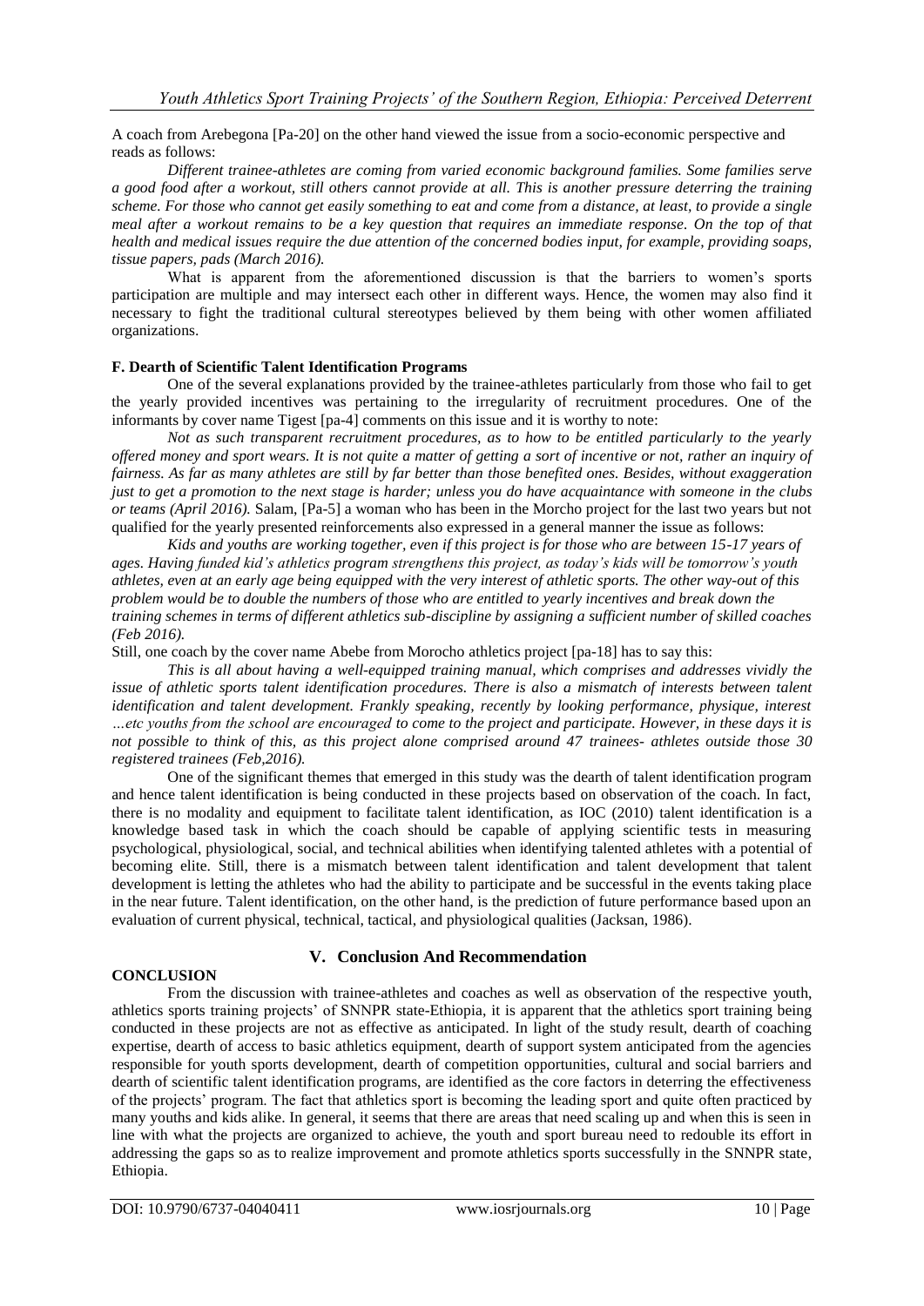A coach from Arebegona [Pa-20] on the other hand viewed the issue from a socio-economic perspective and reads as follows:

*Different trainee-athletes are coming from varied economic background families. Some families serve a good food after a workout, still others cannot provide at all. This is another pressure deterring the training scheme. For those who cannot get easily something to eat and come from a distance, at least, to provide a single meal after a workout remains to be a key question that requires an immediate response. On the top of that health and medical issues require the due attention of the concerned bodies input, for example, providing soaps, tissue papers, pads (March 2016).*

What is apparent from the aforementioned discussion is that the barriers to women's sports participation are multiple and may intersect each other in different ways. Hence, the women may also find it necessary to fight the traditional cultural stereotypes believed by them being with other women affiliated organizations.

### F. Dearth of Scientific Talent Identification Programs

One of the several explanations provided by the trainee-athletes particularly from those who fail to get the yearly provided incentives was pertaining to the irregularity of recruitment procedures. One of the informants by cover name Tigest [pa-4] comments on this issue and it is worthy to note:

*Not as such transparent recruitment procedures, as to how to be entitled particularly to the yearly offered money and sport wears. It is not quite a matter of getting a sort of incentive or not, rather an inquiry of fairness. As far as many athletes are still by far better than those benefited ones. Besides, without exaggeration just to get a promotion to the next stage is harder; unless you do have acquaintance with someone in the clubs or teams (April 2016).* Salam, [Pa-5] a woman who has been in the Morcho project for the last two years but not qualified for the yearly presented reinforcements also expressed in a general manner the issue as follows:

*Kids and youths are working together, even if this project is for those who are between 15-17 years of ages. Having funded kid's athletics program strengthens this project, as today's kids will be tomorrow's youth athletes, even at an early age being equipped with the very interest of athletic sports. The other way-out of this problem would be to double the numbers of those who are entitled to yearly incentives and break down the training schemes in terms of different athletics sub-discipline by assigning a sufficient number of skilled coaches (Feb 2016).*

Still, one coach by the cover name Abebe from Morocho athletics project [pa-18] has to say this:

*This is all about having a well-equipped training manual, which comprises and addresses vividly the issue of athletic sports talent identification procedures. There is also a mismatch of interests between talent identification and talent development. Frankly speaking, recently by looking performance, physique, interest …etc youths from the school are encouraged to come to the project and participate. However, in these days it is not possible to think of this, as this project alone comprised around 47 trainees- athletes outside those 30 registered trainees (Feb,2016).*

One of the significant themes that emerged in this study was the dearth of talent identification program and hence talent identification is being conducted in these projects based on observation of the coach. In fact, there is no modality and equipment to facilitate talent identification, as IOC (2010) talent identification is a knowledge based task in which the coach should be capable of applying scientific tests in measuring psychological, physiological, social, and technical abilities when identifying talented athletes with a potential of becoming elite. Still, there is a mismatch between talent identification and talent development that talent development is letting the athletes who had the ability to participate and be successful in the events taking place in the near future. Talent identification, on the other hand, is the prediction of future performance based upon an evaluation of current physical, technical, tactical, and physiological qualities (Jacksan, 1986).

## V. Conclusion And Recommendation

### CONCLUSION

From the discussion with trainee-athletes and coaches as well as observation of the respective youth, athletics sports training projects' of SNNPR state-Ethiopia, it is apparent that the athletics sport training being conducted in these projects are not as effective as anticipated. In light of the study result, dearth of coaching expertise, dearth of access to basic athletics equipment, dearth of support system anticipated from the agencies responsible for youth sports development, dearth of competition opportunities, cultural and social barriers and dearth of scientific talent identification programs, are identified as the core factors in deterring the effectiveness of the projects' program. The fact that athletics sport is becoming the leading sport and quite often practiced by many youths and kids alike. In general, it seems that there are areas that need scaling up and when this is seen in line with what the projects are organized to achieve, the youth and sport bureau need to redouble its effort in addressing the gaps so as to realize improvement and promote athletics sports successfully in the SNNPR state, Ethiopia.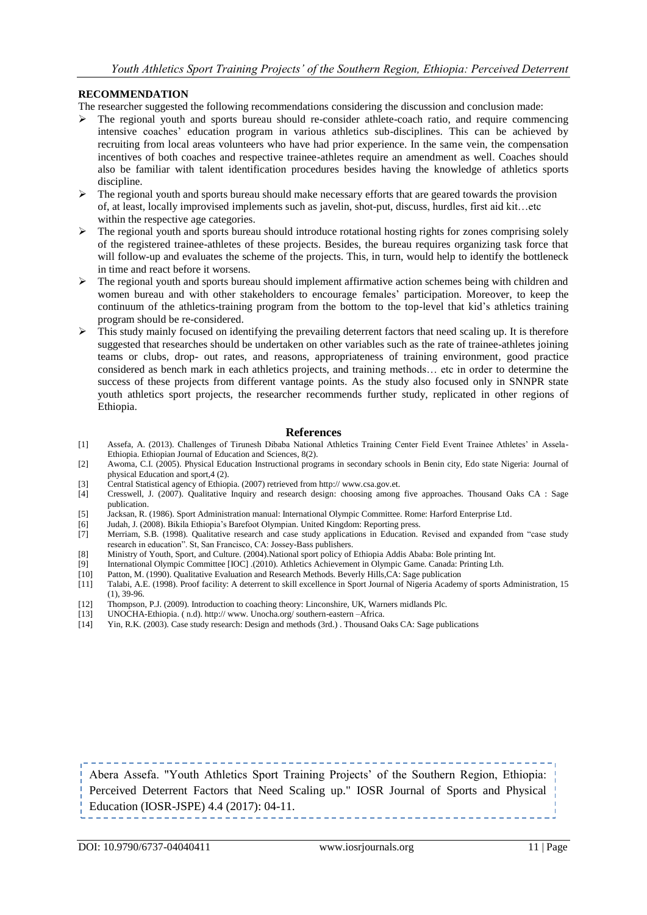## RECOMMENDATION

The researcher suggested the following recommendations considering the discussion and conclusion made:

- The regional youth and sports bureau should re-consider athlete-coach ratio, and require commencing intensive coaches' education program in various athletics sub-disciplines. This can be achieved by recruiting from local areas volunteers who have had prior experience. In the same vein, the compensation incentives of both coaches and respective trainee-athletes require an amendment as well. Coaches should also be familiar with talent identification procedures besides having the knowledge of athletics sports discipline.
- The regional youth and sports bureau should make necessary efforts that are geared towards the provision of, at least, locally improvised implements such as javelin, shot-put, discuss, hurdles, first aid kit…etc within the respective age categories.
- The regional youth and sports bureau should introduce rotational hosting rights for zones comprising solely of the registered trainee-athletes of these projects. Besides, the bureau requires organizing task force that will follow-up and evaluates the scheme of the projects. This, in turn, would help to identify the bottleneck in time and react before it worsens.
- The regional youth and sports bureau should implement affirmative action schemes being with children and women bureau and with other stakeholders to encourage females' participation. Moreover, to keep the continuum of the athletics-training program from the bottom to the top-level that kid's athletics training program should be re-considered.
- This study mainly focused on identifying the prevailing deterrent factors that need scaling up. It is therefore suggested that researches should be undertaken on other variables such as the rate of trainee-athletes joining teams or clubs, drop- out rates, and reasons, appropriateness of training environment, good practice considered as bench mark in each athletics projects, and training methods… etc in order to determine the success of these projects from different vantage points. As the study also focused only in SNNPR state youth athletics sport projects, the researcher recommends further study, replicated in other regions of Ethiopia.

## References

[1] Assefa, A. (2013). Challenges of Tirunesh Dibaba National Athletics Training Center Field Event Trainee Athletes' in Assela-Ethiopia. Ethiopian Journal of Education and Sciences, 8(2).

[2] Awoma, C.I. (2005). Physical Education Instructional programs in secondary schools in Benin city, Edo state Nigeria: Journal of physical Education and sport,4 (2).

[3] Central Statistical agency of Ethiopia. (2007) retrieved from http:// www.csa.gov.et.

[4] Cresswell, J. (2007). Qualitative Inquiry and research design: choosing among five approaches. Thousand Oaks CA : Sage publication.

[5] Jacksan, R. (1986). Sport Administration manual: International Olympic Committee. Rome: Harford Enterprise Ltd.

[6] Judah, J. (2008). Bikila Ethiopia's Barefoot Olympian. United Kingdom: Reporting press.

[7] Merriam, S.B. (1998). Qualitative research and case study applications in Education. Revised and expanded from "case study research in education". St, San Francisco, CA: Jossey-Bass publishers.

[8] Ministry of Youth, Sport, and Culture. (2004).National sport policy of Ethiopia Addis Ababa: Bole printing Int.

[9] International Olympic Committee [IOC] .(2010). Athletics Achievement in Olympic Game. Canada: Printing Lth.

[10] Patton, M. (1990). Qualitative Evaluation and Research Methods. Beverly Hills,CA: Sage publication

[11] Talabi, A.E. (1998). Proof facility: A deterrent to skill excellence in Sport Journal of Nigeria Academy of sports Administration, 15 (1), 39-96.

[12] Thompson, P.J. (2009). Introduction to coaching theory: Linconshire, UK, Warners midlands Plc.

[13] UNOCHA-Ethiopia. ( n.d). http:// www. Unocha.org/ southern-eastern –Africa.

[14] Yin, R.K. (2003). Case study research: Design and methods (3rd.) . Thousand Oaks CA: Sage publications

Abera Assefa. "Youth Athletics Sport Training Projects' of the Southern Region, Ethiopia: Perceived Deterrent Factors that Need Scaling up." IOSR Journal of Sports and Physical Education (IOSR-JSPE) 4.4 (2017): 04-11.